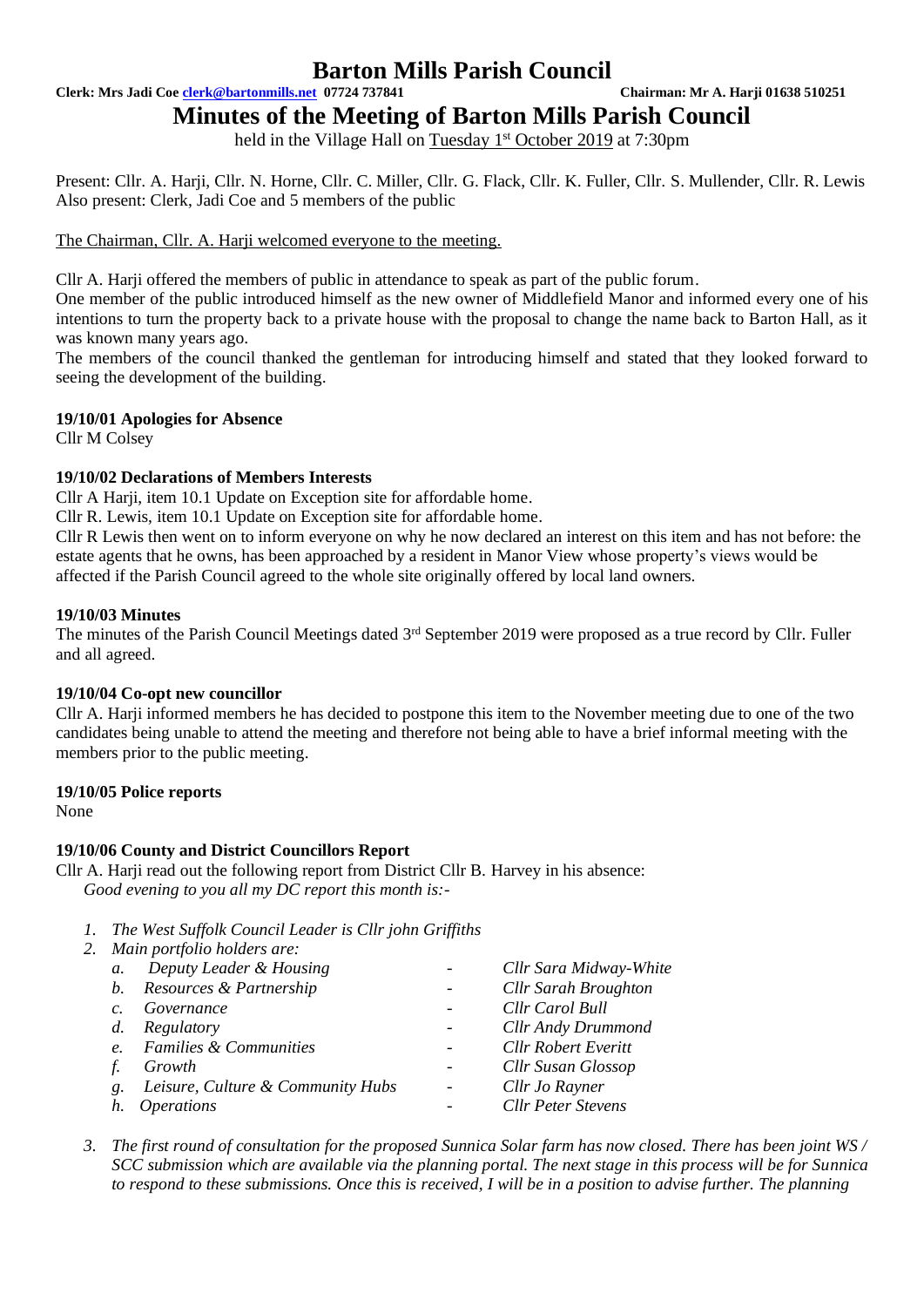# Barton Mills Parish Council

**Clerk: Mrs Jadi Coe clerk@bartonmills.net 07724 737841** **Chairman: Mr A. Harji 01638 510251**

## Minutes of the Meeting of Barton Mills Parish Council

held in the Village Hall on Tuesday 1st October 2019 at 7:30pm

Present: Cllr. A. Harji, Cllr. N. Horne, Cllr. C. Miller, Cllr. G. Flack, Cllr. K. Fuller, Cllr. S. Mullender, Cllr. R. Lewis
Also present: Clerk, Jadi Coe and 5 members of the public

The Chairman, Cllr. A. Harji welcomed everyone to the meeting.

Cllr A. Harji offered the members of public in attendance to speak as part of the public forum.
One member of the public introduced himself as the new owner of Middlefield Manor and informed every one of his intentions to turn the property back to a private house with the proposal to change the name back to Barton Hall, as it was known many years ago.
The members of the council thanked the gentleman for introducing himself and stated that they looked forward to seeing the development of the building.

**19/10/01 Apologies for Absence**

Cllr M Colsey

**19/10/02 Declarations of Members Interests**

Cllr A Harji, item 10.1 Update on Exception site for affordable home.
Cllr R. Lewis, item 10.1 Update on Exception site for affordable home.
Cllr R Lewis then went on to inform everyone on why he now declared an interest on this item and has not before: the estate agents that he owns, has been approached by a resident in Manor View whose property's views would be affected if the Parish Council agreed to the whole site originally offered by local land owners.

**19/10/03 Minutes**

The minutes of the Parish Council Meetings dated 3rd September 2019 were proposed as a true record by Cllr. Fuller and all agreed.

**19/10/04 Co-opt new councillor**

Cllr A. Harji informed members he has decided to postpone this item to the November meeting due to one of the two candidates being unable to attend the meeting and therefore not being able to have a brief informal meeting with the members prior to the public meeting.

**19/10/05 Police reports**

None

**19/10/06 County and District Councillors Report**

Cllr A. Harji read out the following report from District Cllr B. Harvey in his absence:
*Good evening to you all my DC report this month is:-*

1. *The West Suffolk Council Leader is Cllr john Griffiths*
2. *Main portfolio holders are:*
   a. *Deputy Leader & Housing - Cllr Sara Midway-White*
   b. *Resources & Partnership - Cllr Sarah Broughton*
   c. *Governance - Cllr Carol Bull*
   d. *Regulatory - Cllr Andy Drummond*
   e. *Families & Communities - Cllr Robert Everitt*
   f. *Growth - Cllr Susan Glossop*
   g. *Leisure, Culture & Community Hubs - Cllr Jo Rayner*
   h. *Operations - Cllr Peter Stevens*
3. *The first round of consultation for the proposed Sunnica Solar farm has now closed. There has been joint WS / SCC submission which are available via the planning portal. The next stage in this process will be for Sunnica to respond to these submissions. Once this is received, I will be in a position to advise further. The planning*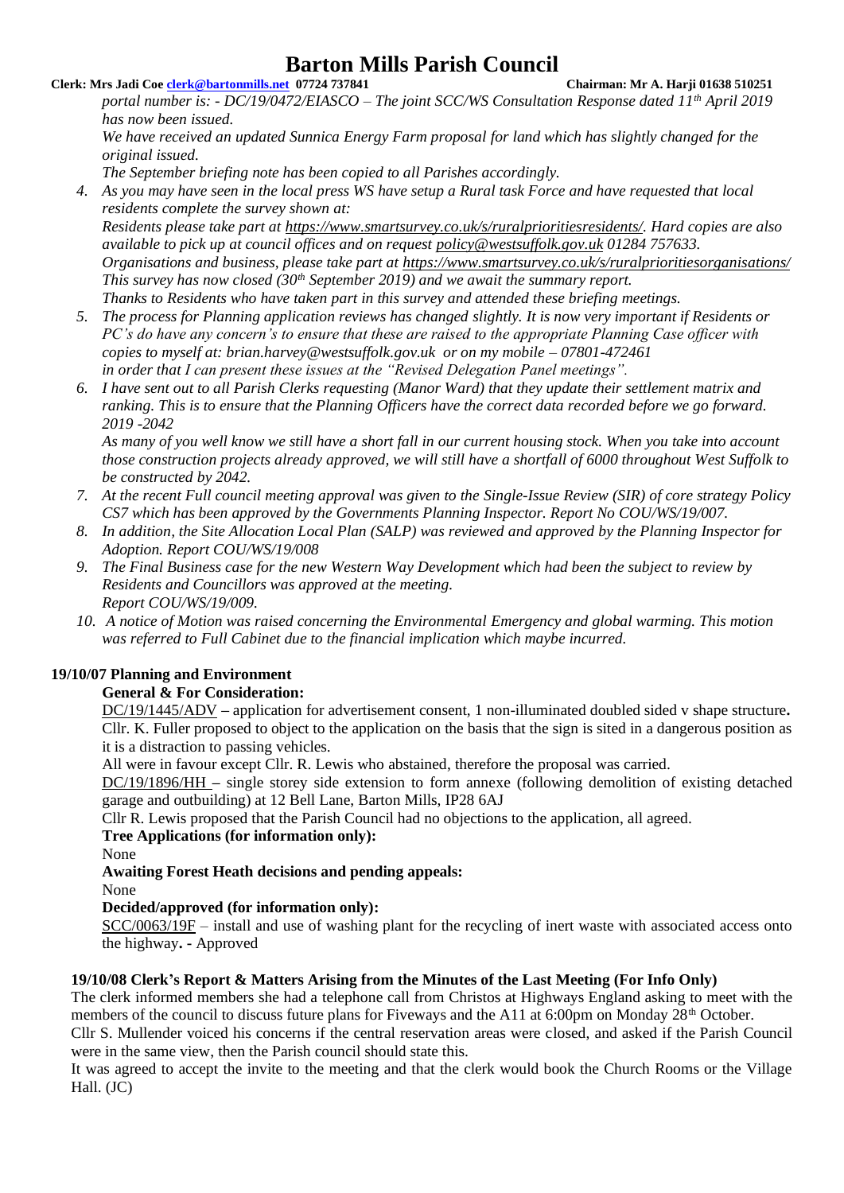*portal number is: - DC/19/0472/EIASCO – The joint SCC/WS Consultation Response dated 11th April 2019 has now been issued.*
*We have received an updated Sunnica Energy Farm proposal for land which has slightly changed for the original issued.*
*The September briefing note has been copied to all Parishes accordingly.*

4. *As you may have seen in the local press WS have setup a Rural task Force and have requested that local residents complete the survey shown at:*
*Residents please take part at https://www.smartsurvey.co.uk/s/ruralprioritiesresidents/. Hard copies are also available to pick up at council offices and on request policy@westsuffolk.gov.uk 01284 757633.*
*Organisations and business, please take part at https://www.smartsurvey.co.uk/s/ruralprioritiesorganisations/*
*This survey has now closed (30th September 2019) and we await the summary report.*
*Thanks to Residents who have taken part in this survey and attended these briefing meetings.*
5. *The process for Planning application reviews has changed slightly. It is now very important if Residents or PC's do have any concern's to ensure that these are raised to the appropriate Planning Case officer with copies to myself at: brian.harvey@westsuffolk.gov.uk or on my mobile – 07801-472461 in order that I can present these issues at the "Revised Delegation Panel meetings".*
6. *I have sent out to all Parish Clerks requesting (Manor Ward) that they update their settlement matrix and ranking. This is to ensure that the Planning Officers have the correct data recorded before we go forward. 2019 -2042*
*As many of you well know we still have a short fall in our current housing stock. When you take into account those construction projects already approved, we will still have a shortfall of 6000 throughout West Suffolk to be constructed by 2042.*
7. *At the recent Full council meeting approval was given to the Single-Issue Review (SIR) of core strategy Policy CS7 which has been approved by the Governments Planning Inspector. Report No COU/WS/19/007.*
8. *In addition, the Site Allocation Local Plan (SALP) was reviewed and approved by the Planning Inspector for Adoption. Report COU/WS/19/008*
9. *The Final Business case for the new Western Way Development which had been the subject to review by Residents and Councillors was approved at the meeting.*
*Report COU/WS/19/009.*
10. *A notice of Motion was raised concerning the Environmental Emergency and global warming. This motion was referred to Full Cabinet due to the financial implication which maybe incurred.*

**19/10/07 Planning and Environment**

**General & For Consideration:**

DC/19/1445/ADV **–** application for advertisement consent, 1 non-illuminated doubled sided v shape structure**.** Cllr. K. Fuller proposed to object to the application on the basis that the sign is sited in a dangerous position as it is a distraction to passing vehicles.

All were in favour except Cllr. R. Lewis who abstained, therefore the proposal was carried.

DC/19/1896/HH **–** single storey side extension to form annexe (following demolition of existing detached garage and outbuilding) at 12 Bell Lane, Barton Mills, IP28 6AJ

Cllr R. Lewis proposed that the Parish Council had no objections to the application, all agreed.

**Tree Applications (for information only):**

None

**Awaiting Forest Heath decisions and pending appeals:**

None

**Decided/approved (for information only):**

SCC/0063/19F – install and use of washing plant for the recycling of inert waste with associated access onto the highway**.** - Approved

**19/10/08 Clerk's Report & Matters Arising from the Minutes of the Last Meeting (For Info Only)**

The clerk informed members she had a telephone call from Christos at Highways England asking to meet with the members of the council to discuss future plans for Fiveways and the A11 at 6:00pm on Monday 28th October.

Cllr S. Mullender voiced his concerns if the central reservation areas were closed, and asked if the Parish Council were in the same view, then the Parish council should state this.

It was agreed to accept the invite to the meeting and that the clerk would book the Church Rooms or the Village Hall. (JC)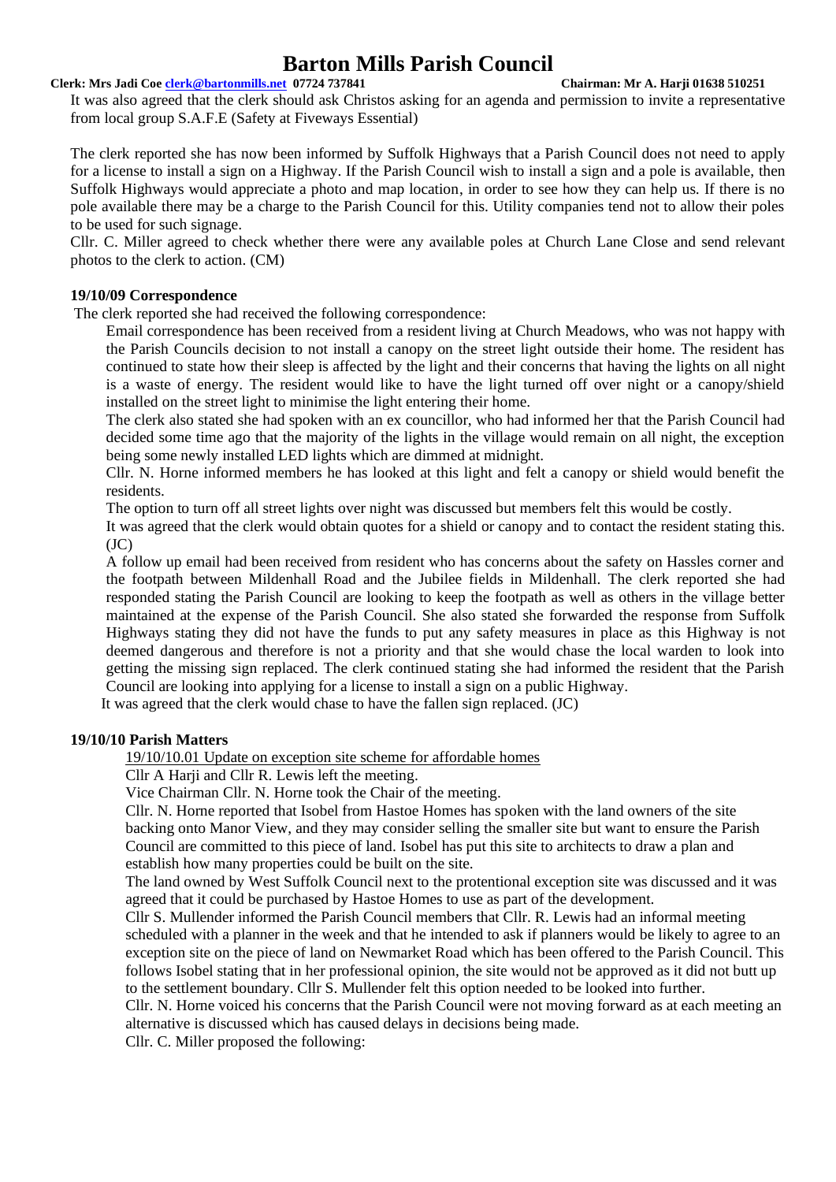It was also agreed that the clerk should ask Christos asking for an agenda and permission to invite a representative from local group S.A.F.E (Safety at Fiveways Essential)

The clerk reported she has now been informed by Suffolk Highways that a Parish Council does not need to apply for a license to install a sign on a Highway. If the Parish Council wish to install a sign and a pole is available, then Suffolk Highways would appreciate a photo and map location, in order to see how they can help us. If there is no pole available there may be a charge to the Parish Council for this. Utility companies tend not to allow their poles to be used for such signage.

Cllr. C. Miller agreed to check whether there were any available poles at Church Lane Close and send relevant photos to the clerk to action. (CM)

**19/10/09 Correspondence**

The clerk reported she had received the following correspondence:

Email correspondence has been received from a resident living at Church Meadows, who was not happy with the Parish Councils decision to not install a canopy on the street light outside their home. The resident has continued to state how their sleep is affected by the light and their concerns that having the lights on all night is a waste of energy. The resident would like to have the light turned off over night or a canopy/shield installed on the street light to minimise the light entering their home.

The clerk also stated she had spoken with an ex councillor, who had informed her that the Parish Council had decided some time ago that the majority of the lights in the village would remain on all night, the exception being some newly installed LED lights which are dimmed at midnight.

Cllr. N. Horne informed members he has looked at this light and felt a canopy or shield would benefit the residents.

The option to turn off all street lights over night was discussed but members felt this would be costly.

It was agreed that the clerk would obtain quotes for a shield or canopy and to contact the resident stating this. (JC)

A follow up email had been received from resident who has concerns about the safety on Hassles corner and the footpath between Mildenhall Road and the Jubilee fields in Mildenhall. The clerk reported she had responded stating the Parish Council are looking to keep the footpath as well as others in the village better maintained at the expense of the Parish Council. She also stated she forwarded the response from Suffolk Highways stating they did not have the funds to put any safety measures in place as this Highway is not deemed dangerous and therefore is not a priority and that she would chase the local warden to look into getting the missing sign replaced. The clerk continued stating she had informed the resident that the Parish Council are looking into applying for a license to install a sign on a public Highway.

It was agreed that the clerk would chase to have the fallen sign replaced. (JC)

**19/10/10 Parish Matters**

19/10/10.01 Update on exception site scheme for affordable homes

Cllr A Harji and Cllr R. Lewis left the meeting.

Vice Chairman Cllr. N. Horne took the Chair of the meeting.

Cllr. N. Horne reported that Isobel from Hastoe Homes has spoken with the land owners of the site backing onto Manor View, and they may consider selling the smaller site but want to ensure the Parish Council are committed to this piece of land. Isobel has put this site to architects to draw a plan and establish how many properties could be built on the site.

The land owned by West Suffolk Council next to the protentional exception site was discussed and it was agreed that it could be purchased by Hastoe Homes to use as part of the development.

Cllr S. Mullender informed the Parish Council members that Cllr. R. Lewis had an informal meeting scheduled with a planner in the week and that he intended to ask if planners would be likely to agree to an exception site on the piece of land on Newmarket Road which has been offered to the Parish Council. This follows Isobel stating that in her professional opinion, the site would not be approved as it did not butt up to the settlement boundary. Cllr S. Mullender felt this option needed to be looked into further.

Cllr. N. Horne voiced his concerns that the Parish Council were not moving forward as at each meeting an alternative is discussed which has caused delays in decisions being made.

Cllr. C. Miller proposed the following: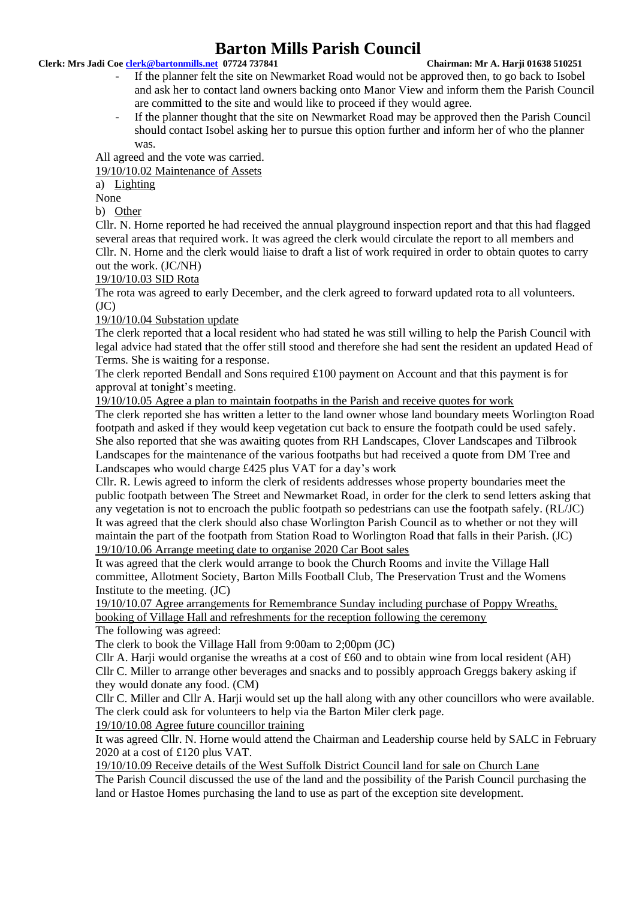- If the planner felt the site on Newmarket Road would not be approved then, to go back to Isobel and ask her to contact land owners backing onto Manor View and inform them the Parish Council are committed to the site and would like to proceed if they would agree.
- If the planner thought that the site on Newmarket Road may be approved then the Parish Council should contact Isobel asking her to pursue this option further and inform her of who the planner was.

All agreed and the vote was carried.

19/10/10.02 Maintenance of Assets

a) Lighting

None

b) Other

Cllr. N. Horne reported he had received the annual playground inspection report and that this had flagged several areas that required work. It was agreed the clerk would circulate the report to all members and Cllr. N. Horne and the clerk would liaise to draft a list of work required in order to obtain quotes to carry out the work. (JC/NH)

19/10/10.03 SID Rota

The rota was agreed to early December, and the clerk agreed to forward updated rota to all volunteers. (JC)

19/10/10.04 Substation update

The clerk reported that a local resident who had stated he was still willing to help the Parish Council with legal advice had stated that the offer still stood and therefore she had sent the resident an updated Head of Terms. She is waiting for a response.

The clerk reported Bendall and Sons required £100 payment on Account and that this payment is for approval at tonight's meeting.

19/10/10.05 Agree a plan to maintain footpaths in the Parish and receive quotes for work

The clerk reported she has written a letter to the land owner whose land boundary meets Worlington Road footpath and asked if they would keep vegetation cut back to ensure the footpath could be used safely. She also reported that she was awaiting quotes from RH Landscapes, Clover Landscapes and Tilbrook Landscapes for the maintenance of the various footpaths but had received a quote from DM Tree and Landscapes who would charge £425 plus VAT for a day's work

Cllr. R. Lewis agreed to inform the clerk of residents addresses whose property boundaries meet the public footpath between The Street and Newmarket Road, in order for the clerk to send letters asking that any vegetation is not to encroach the public footpath so pedestrians can use the footpath safely. (RL/JC)

It was agreed that the clerk should also chase Worlington Parish Council as to whether or not they will maintain the part of the footpath from Station Road to Worlington Road that falls in their Parish. (JC)

19/10/10.06 Arrange meeting date to organise 2020 Car Boot sales

It was agreed that the clerk would arrange to book the Church Rooms and invite the Village Hall committee, Allotment Society, Barton Mills Football Club, The Preservation Trust and the Womens Institute to the meeting. (JC)

19/10/10.07 Agree arrangements for Remembrance Sunday including purchase of Poppy Wreaths, booking of Village Hall and refreshments for the reception following the ceremony

The following was agreed:

The clerk to book the Village Hall from 9:00am to 2;00pm (JC)

Cllr A. Harji would organise the wreaths at a cost of £60 and to obtain wine from local resident (AH)

Cllr C. Miller to arrange other beverages and snacks and to possibly approach Greggs bakery asking if they would donate any food. (CM)

Cllr C. Miller and Cllr A. Harji would set up the hall along with any other councillors who were available. The clerk could ask for volunteers to help via the Barton Miler clerk page.

19/10/10.08 Agree future councillor training

It was agreed Cllr. N. Horne would attend the Chairman and Leadership course held by SALC in February 2020 at a cost of £120 plus VAT.

19/10/10.09 Receive details of the West Suffolk District Council land for sale on Church Lane

The Parish Council discussed the use of the land and the possibility of the Parish Council purchasing the land or Hastoe Homes purchasing the land to use as part of the exception site development.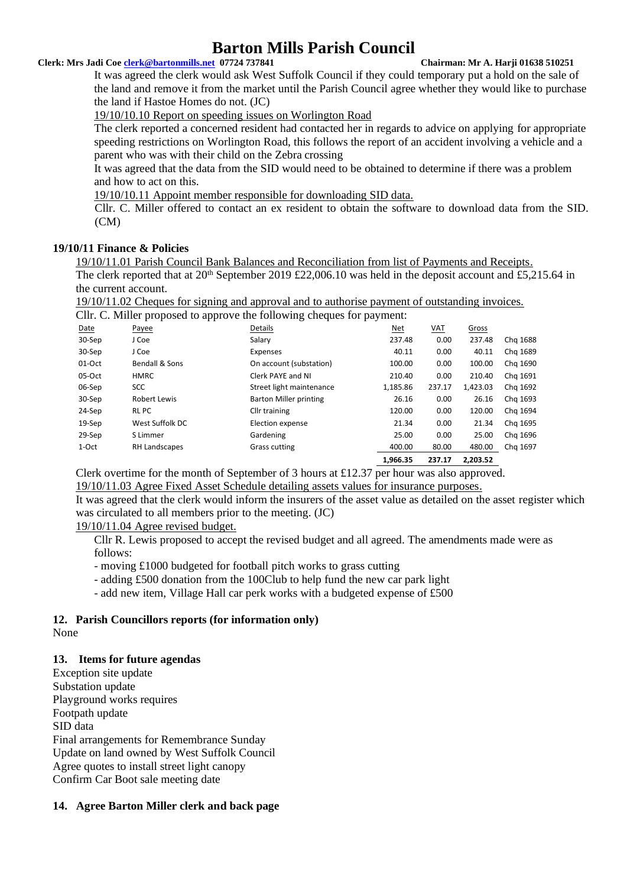It was agreed the clerk would ask West Suffolk Council if they could temporary put a hold on the sale of the land and remove it from the market until the Parish Council agree whether they would like to purchase the land if Hastoe Homes do not. (JC)

19/10/10.10 Report on speeding issues on Worlington Road

The clerk reported a concerned resident had contacted her in regards to advice on applying for appropriate speeding restrictions on Worlington Road, this follows the report of an accident involving a vehicle and a parent who was with their child on the Zebra crossing

It was agreed that the data from the SID would need to be obtained to determine if there was a problem and how to act on this.

19/10/10.11 Appoint member responsible for downloading SID data.

Cllr. C. Miller offered to contact an ex resident to obtain the software to download data from the SID. (CM)

**19/10/11 Finance & Policies**

19/10/11.01 Parish Council Bank Balances and Reconciliation from list of Payments and Receipts.

The clerk reported that at 20th September 2019 £22,006.10 was held in the deposit account and £5,215.64 in the current account.

19/10/11.02 Cheques for signing and approval and to authorise payment of outstanding invoices.

Cllr. C. Miller proposed to approve the following cheques for payment:

| Date | Payee | Details | Net | VAT | Gross | |
|---|---|---|---|---|---|---|
| 30-Sep | J Coe | Salary | 237.48 | 0.00 | 237.48 | Chq 1688 |
| 30-Sep | J Coe | Expenses | 40.11 | 0.00 | 40.11 | Chq 1689 |
| 01-Oct | Bendall & Sons | On account (substation) | 100.00 | 0.00 | 100.00 | Chq 1690 |
| 05-Oct | HMRC | Clerk PAYE and NI | 210.40 | 0.00 | 210.40 | Chq 1691 |
| 06-Sep | SCC | Street light maintenance | 1,185.86 | 237.17 | 1,423.03 | Chq 1692 |
| 30-Sep | Robert Lewis | Barton Miller printing | 26.16 | 0.00 | 26.16 | Chq 1693 |
| 24-Sep | RL PC | Cllr training | 120.00 | 0.00 | 120.00 | Chq 1694 |
| 19-Sep | West Suffolk DC | Election expense | 21.34 | 0.00 | 21.34 | Chq 1695 |
| 29-Sep | S Limmer | Gardening | 25.00 | 0.00 | 25.00 | Chq 1696 |
| 1-Oct | RH Landscapes | Grass cutting | 400.00 | 80.00 | 480.00 | Chq 1697 |
| | | | **1,966.35** | **237.17** | **2,203.52** | |

Clerk overtime for the month of September of 3 hours at £12.37 per hour was also approved.

19/10/11.03 Agree Fixed Asset Schedule detailing assets values for insurance purposes.

It was agreed that the clerk would inform the insurers of the asset value as detailed on the asset register which was circulated to all members prior to the meeting. (JC)

19/10/11.04 Agree revised budget.

Cllr R. Lewis proposed to accept the revised budget and all agreed. The amendments made were as follows:

- moving £1000 budgeted for football pitch works to grass cutting
- adding £500 donation from the 100Club to help fund the new car park light
- add new item, Village Hall car perk works with a budgeted expense of £500

**12. Parish Councillors reports (for information only)**

None

**13. Items for future agendas**

Exception site update
Substation update
Playground works requires
Footpath update
SID data
Final arrangements for Remembrance Sunday
Update on land owned by West Suffolk Council
Agree quotes to install street light canopy
Confirm Car Boot sale meeting date

**14. Agree Barton Miller clerk and back page**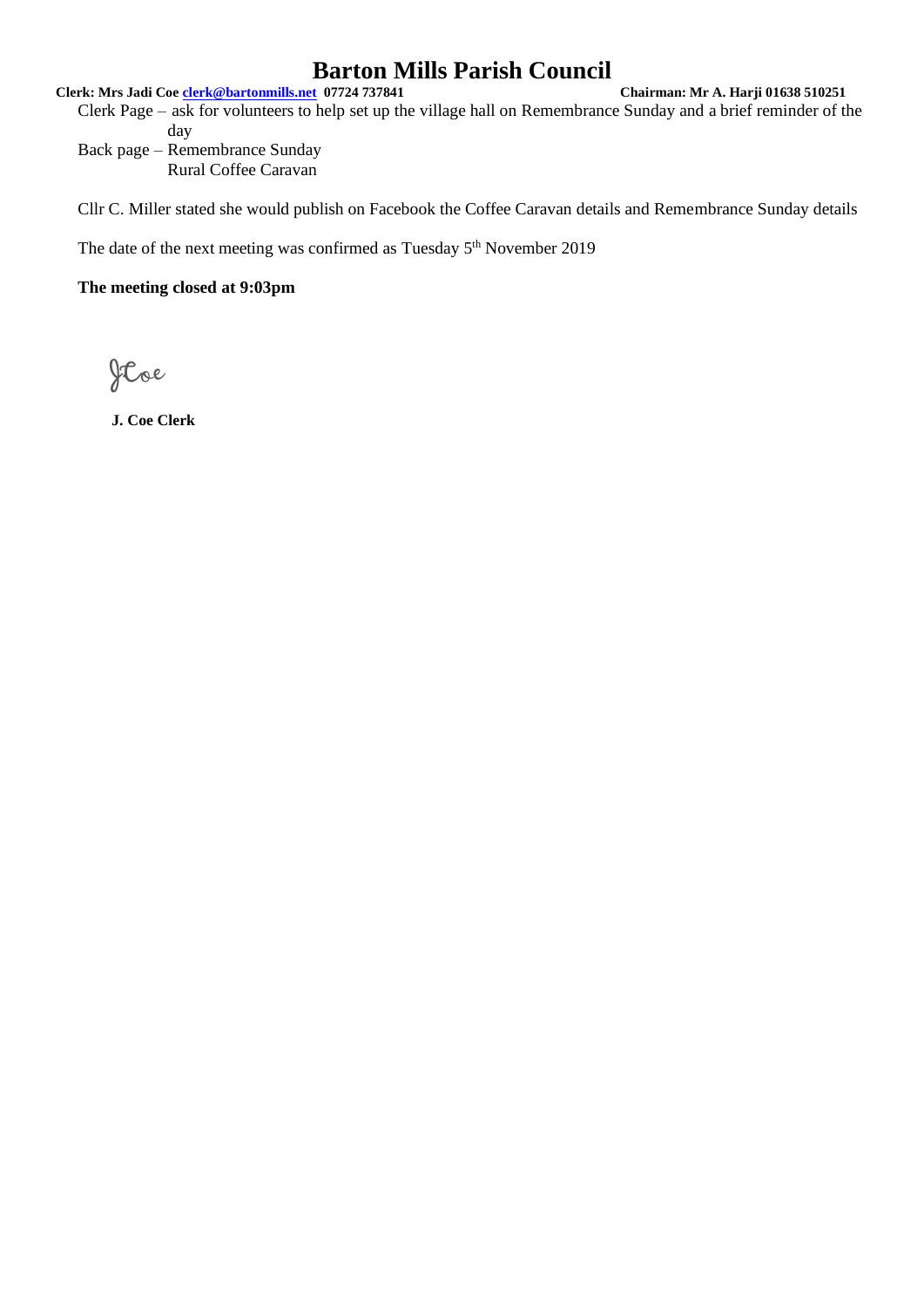Clerk Page – ask for volunteers to help set up the village hall on Remembrance Sunday and a brief reminder of the day

Back page – Remembrance Sunday
Rural Coffee Caravan

Cllr C. Miller stated she would publish on Facebook the Coffee Caravan details and Remembrance Sunday details

The date of the next meeting was confirmed as Tuesday 5th November 2019

**The meeting closed at 9:03pm**

JCoe

**J. Coe Clerk**